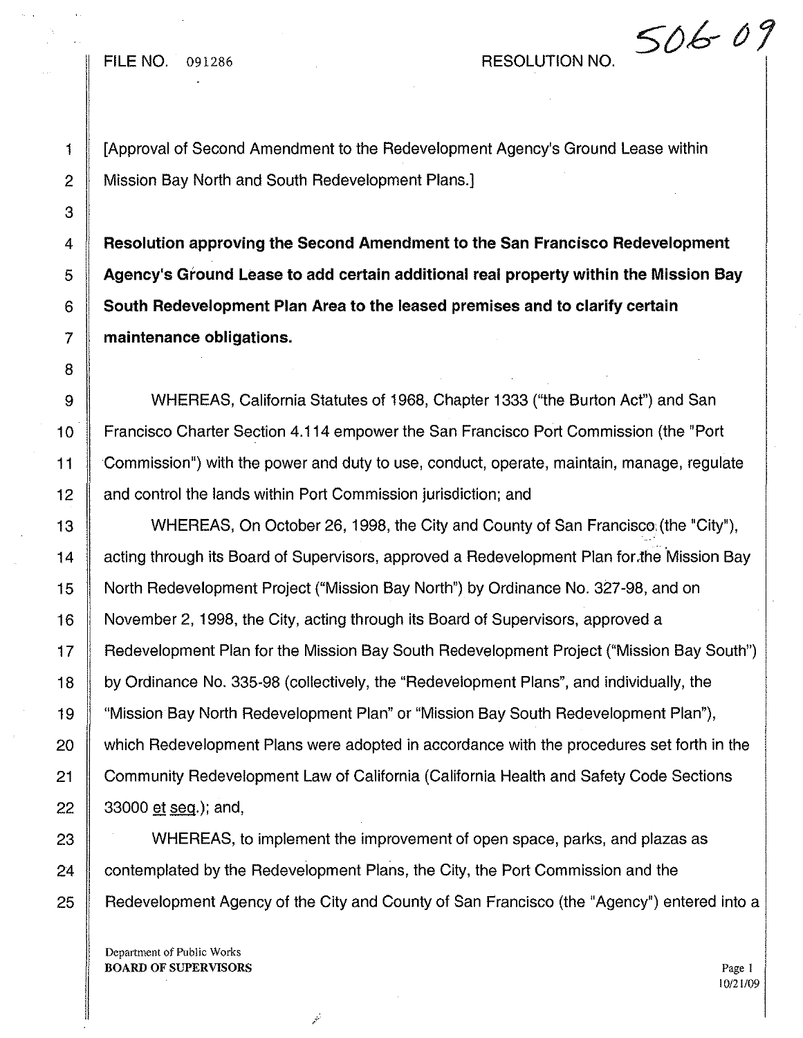FILE NO. 091286 RESOLUTION NO. 506-09

[Approval of Second Amendment to the Redevelopment Agency's Ground Lease within Mission Bay North and South Redevelopment Plans.]

**Resolution approving the Second Amendment to the San Francisco Redevelopment Agency's Ground Lease to add certain additional real property within the Mission Bay South Redevelopment Plan Area to the leased premises and to clarify certain maintenance obligations.**

WHEREAS, California Statutes of 1968, Chapter 1333 ("the Burton Act") and San Francisco Charter Section 4.114 empower the San Francisco Port Commission (the "Port Commission") with the power and duty to use, conduct, operate, maintain, manage, regulate and control the lands within Port Commission jurisdiction; and

WHEREAS, On October 26, 1998, the City and County of San Francisco (the "City"), acting through its Board of Supervisors, approved a Redevelopment Plan for the Mission Bay North Redevelopment Project ("Mission Bay North") by Ordinance No. 327-98, and on November 2, 1998, the City, acting through its Board of Supervisors, approved a Redevelopment Plan for the Mission Bay South Redevelopment Project ("Mission Bay South") by Ordinance No. 335-98 (collectively, the "Redevelopment Plans", and individually, the "Mission Bay North Redevelopment Plan" or "Mission Bay South Redevelopment Plan"), which Redevelopment Plans were adopted in accordance with the procedures set forth in the Community Redevelopment Law of California (California Health and Safety Code Sections 33000 et seq.); and,

WHEREAS, to implement the improvement of open space, parks, and plazas as contemplated by the Redevelopment Plans, the City, the Port Commission and the Redevelopment Agency of the City and County of San Francisco (the "Agency") entered into a

Department of Public Works
**BOARD OF SUPERVISORS**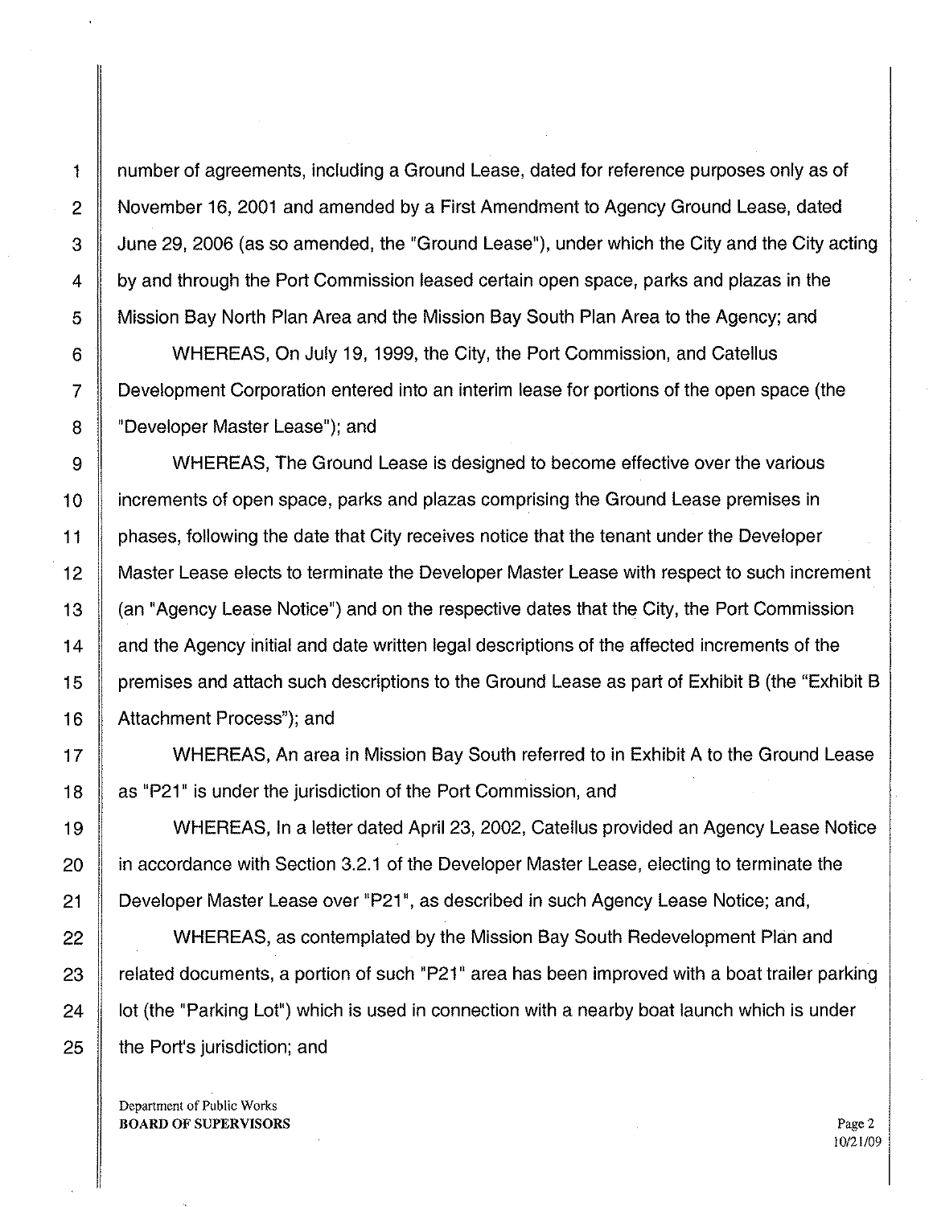number of agreements, including a Ground Lease, dated for reference purposes only as of November 16, 2001 and amended by a First Amendment to Agency Ground Lease, dated June 29, 2006 (as so amended, the "Ground Lease"), under which the City and the City acting by and through the Port Commission leased certain open space, parks and plazas in the Mission Bay North Plan Area and the Mission Bay South Plan Area to the Agency; and

WHEREAS, On July 19, 1999, the City, the Port Commission, and Catellus Development Corporation entered into an interim lease for portions of the open space (the "Developer Master Lease"); and

WHEREAS, The Ground Lease is designed to become effective over the various increments of open space, parks and plazas comprising the Ground Lease premises in phases, following the date that City receives notice that the tenant under the Developer Master Lease elects to terminate the Developer Master Lease with respect to such increment (an "Agency Lease Notice") and on the respective dates that the City, the Port Commission and the Agency initial and date written legal descriptions of the affected increments of the premises and attach such descriptions to the Ground Lease as part of Exhibit B (the "Exhibit B Attachment Process"); and

WHEREAS, An area in Mission Bay South referred to in Exhibit A to the Ground Lease as "P21" is under the jurisdiction of the Port Commission, and

WHEREAS, In a letter dated April 23, 2002, Catellus provided an Agency Lease Notice in accordance with Section 3.2.1 of the Developer Master Lease, electing to terminate the Developer Master Lease over "P21", as described in such Agency Lease Notice; and,

WHEREAS, as contemplated by the Mission Bay South Redevelopment Plan and related documents, a portion of such "P21" area has been improved with a boat trailer parking lot (the "Parking Lot") which is used in connection with a nearby boat launch which is under the Port's jurisdiction; and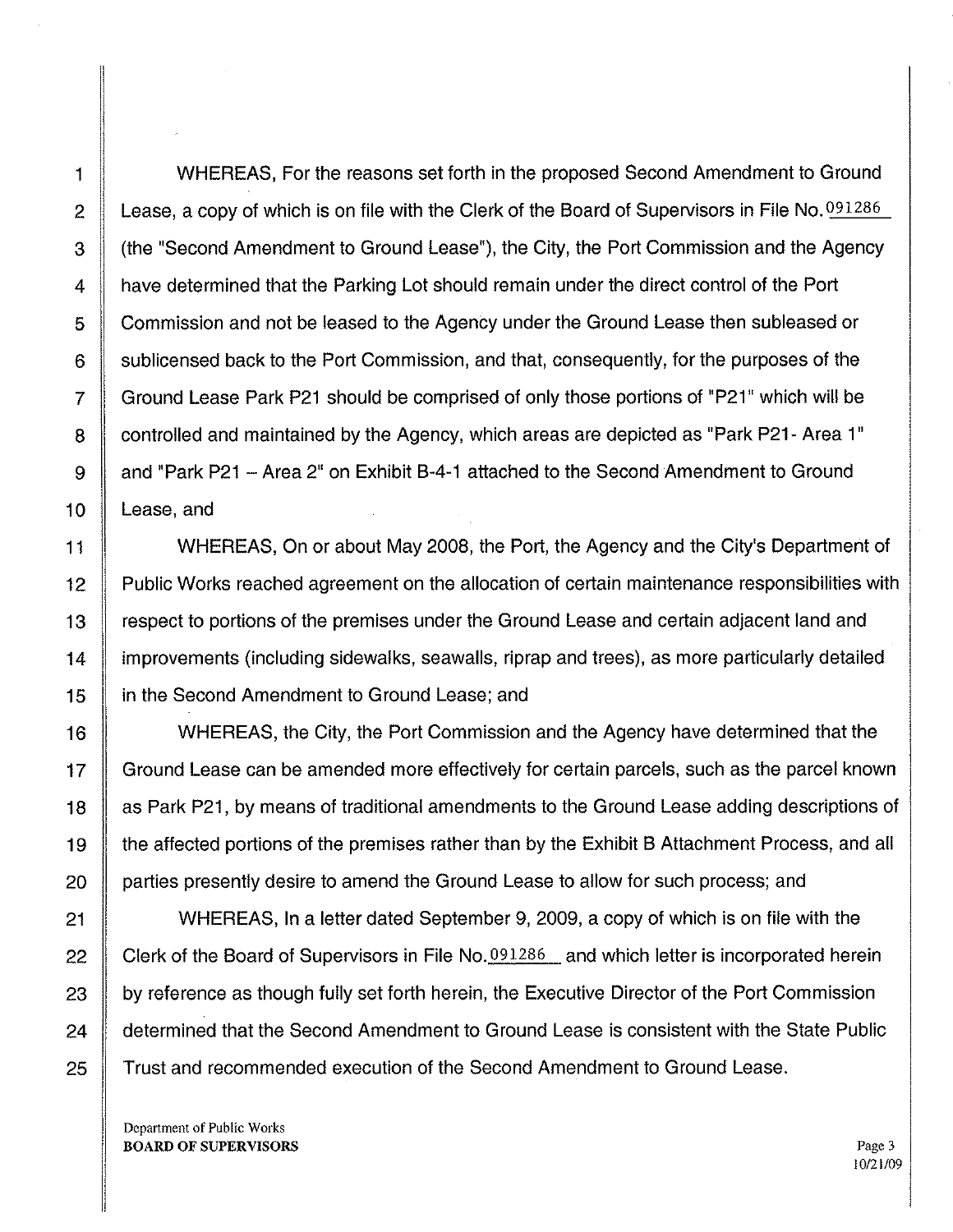WHEREAS, For the reasons set forth in the proposed Second Amendment to Ground Lease, a copy of which is on file with the Clerk of the Board of Supervisors in File No. 091286 (the "Second Amendment to Ground Lease"), the City, the Port Commission and the Agency have determined that the Parking Lot should remain under the direct control of the Port Commission and not be leased to the Agency under the Ground Lease then subleased or sublicensed back to the Port Commission, and that, consequently, for the purposes of the Ground Lease Park P21 should be comprised of only those portions of "P21" which will be controlled and maintained by the Agency, which areas are depicted as "Park P21- Area 1" and "Park P21 – Area 2" on Exhibit B-4-1 attached to the Second Amendment to Ground Lease, and

WHEREAS, On or about May 2008, the Port, the Agency and the City's Department of Public Works reached agreement on the allocation of certain maintenance responsibilities with respect to portions of the premises under the Ground Lease and certain adjacent land and improvements (including sidewalks, seawalls, riprap and trees), as more particularly detailed in the Second Amendment to Ground Lease; and

WHEREAS, the City, the Port Commission and the Agency have determined that the Ground Lease can be amended more effectively for certain parcels, such as the parcel known as Park P21, by means of traditional amendments to the Ground Lease adding descriptions of the affected portions of the premises rather than by the Exhibit B Attachment Process, and all parties presently desire to amend the Ground Lease to allow for such process; and

WHEREAS, In a letter dated September 9, 2009, a copy of which is on file with the Clerk of the Board of Supervisors in File No. 091286 and which letter is incorporated herein by reference as though fully set forth herein, the Executive Director of the Port Commission determined that the Second Amendment to Ground Lease is consistent with the State Public Trust and recommended execution of the Second Amendment to Ground Lease.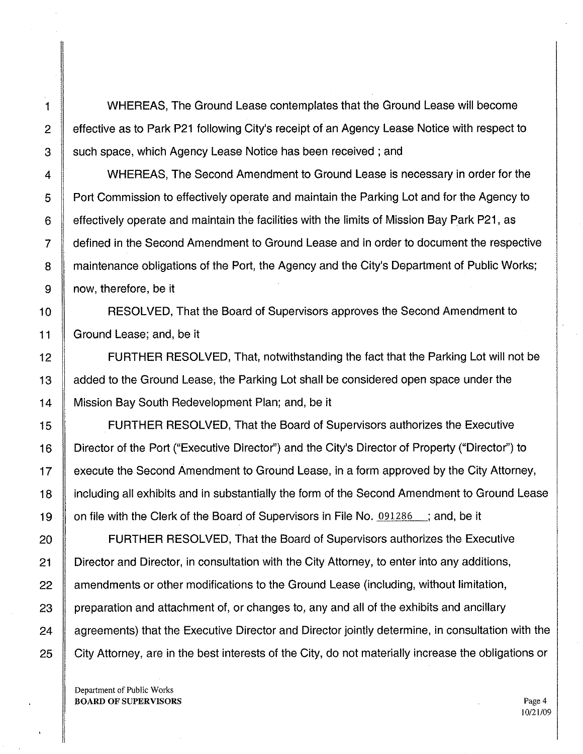WHEREAS, The Ground Lease contemplates that the Ground Lease will become effective as to Park P21 following City's receipt of an Agency Lease Notice with respect to such space, which Agency Lease Notice has been received ; and

WHEREAS, The Second Amendment to Ground Lease is necessary in order for the Port Commission to effectively operate and maintain the Parking Lot and for the Agency to effectively operate and maintain the facilities with the limits of Mission Bay Park P21, as defined in the Second Amendment to Ground Lease and in order to document the respective maintenance obligations of the Port, the Agency and the City's Department of Public Works; now, therefore, be it

RESOLVED, That the Board of Supervisors approves the Second Amendment to Ground Lease; and, be it

FURTHER RESOLVED, That, notwithstanding the fact that the Parking Lot will not be added to the Ground Lease, the Parking Lot shall be considered open space under the Mission Bay South Redevelopment Plan; and, be it

FURTHER RESOLVED, That the Board of Supervisors authorizes the Executive Director of the Port ("Executive Director") and the City's Director of Property ("Director") to execute the Second Amendment to Ground Lease, in a form approved by the City Attorney, including all exhibits and in substantially the form of the Second Amendment to Ground Lease on file with the Clerk of the Board of Supervisors in File No. 091286 ; and, be it

FURTHER RESOLVED, That the Board of Supervisors authorizes the Executive Director and Director, in consultation with the City Attorney, to enter into any additions, amendments or other modifications to the Ground Lease (including, without limitation, preparation and attachment of, or changes to, any and all of the exhibits and ancillary agreements) that the Executive Director and Director jointly determine, in consultation with the City Attorney, are in the best interests of the City, do not materially increase the obligations or

Department of Public Works
**BOARD OF SUPERVISORS**

10/21/09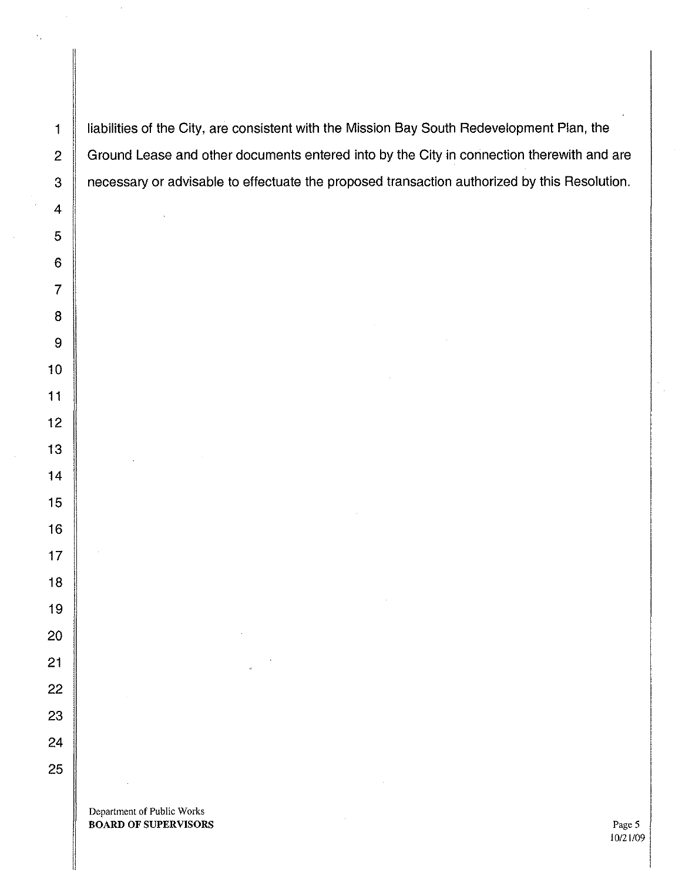liabilities of the City, are consistent with the Mission Bay South Redevelopment Plan, the Ground Lease and other documents entered into by the City in connection therewith and are necessary or advisable to effectuate the proposed transaction authorized by this Resolution.

Department of Public Works
**BOARD OF SUPERVISORS**

10/21/09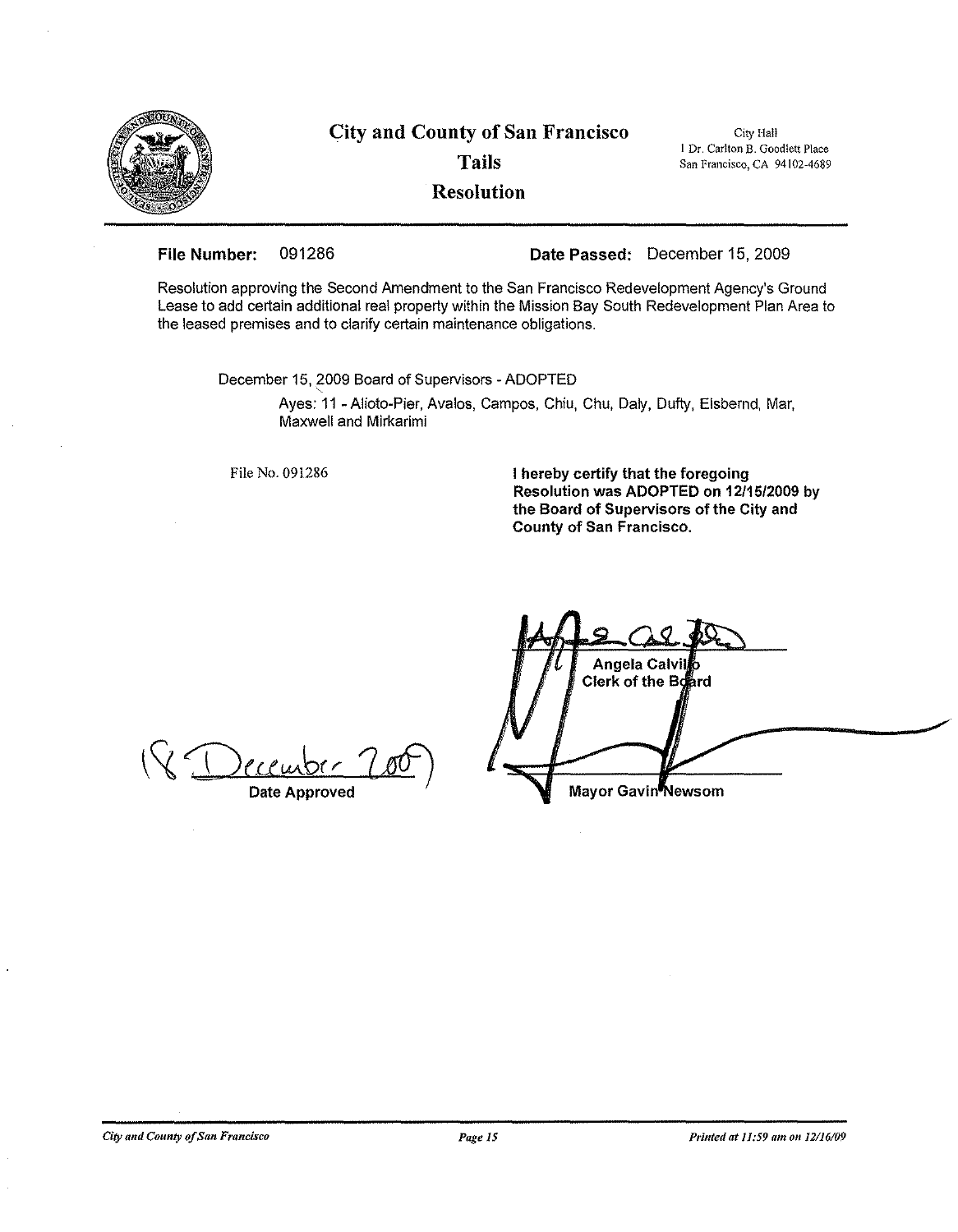# City and County of San Francisco

## Tails

## Resolution

City Hall
1 Dr. Carlton B. Goodlett Place
San Francisco, CA 94102-4689

**File Number:** 091286 **Date Passed:** December 15, 2009

Resolution approving the Second Amendment to the San Francisco Redevelopment Agency's Ground Lease to add certain additional real property within the Mission Bay South Redevelopment Plan Area to the leased premises and to clarify certain maintenance obligations.

December 15, 2009 Board of Supervisors - ADOPTED

Ayes: 11 - Alioto-Pier, Avalos, Campos, Chiu, Chu, Daly, Dufty, Elsbernd, Mar, Maxwell and Mirkarimi

File No. 091286

**I hereby certify that the foregoing Resolution was ADOPTED on 12/15/2009 by the Board of Supervisors of the City and County of San Francisco.**

**Angela Calvillo**
**Clerk of the Board**

18 December 2009
**Date Approved**

**Mayor Gavin Newsom**